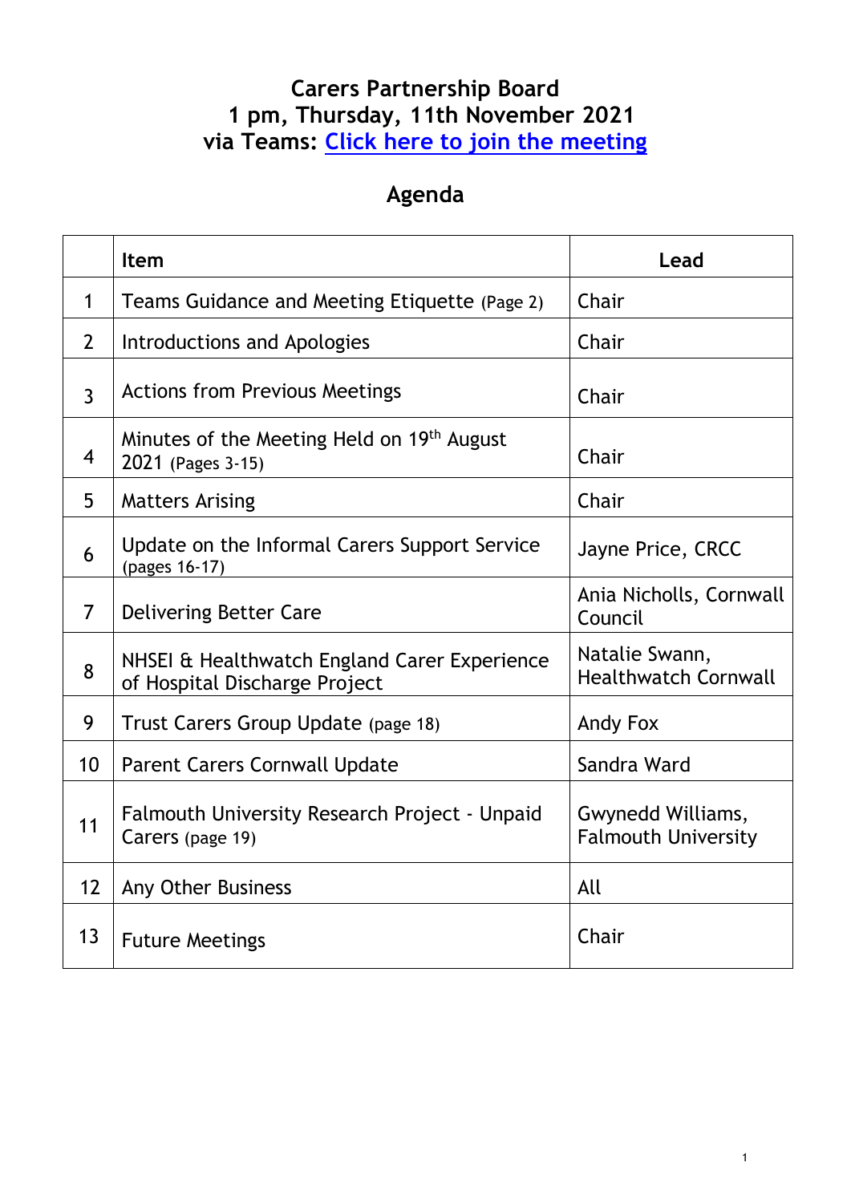# Carers Partnership Board
## 1 pm, Thursday, 11th November 2021
## via Teams: [Click here to join the meeting]()

## Agenda

| | Item | Lead |
|---|---|---|
| 1 | Teams Guidance and Meeting Etiquette (Page 2) | Chair |
| 2 | Introductions and Apologies | Chair |
| 3 | Actions from Previous Meetings | Chair |
| 4 | Minutes of the Meeting Held on 19th August 2021 (Pages 3-15) | Chair |
| 5 | Matters Arising | Chair |
| 6 | Update on the Informal Carers Support Service (pages 16-17) | Jayne Price, CRCC |
| 7 | Delivering Better Care | Ania Nicholls, Cornwall Council |
| 8 | NHSEI & Healthwatch England Carer Experience of Hospital Discharge Project | Natalie Swann, Healthwatch Cornwall |
| 9 | Trust Carers Group Update (page 18) | Andy Fox |
| 10 | Parent Carers Cornwall Update | Sandra Ward |
| 11 | Falmouth University Research Project - Unpaid Carers (page 19) | Gwynedd Williams, Falmouth University |
| 12 | Any Other Business | All |
| 13 | Future Meetings | Chair |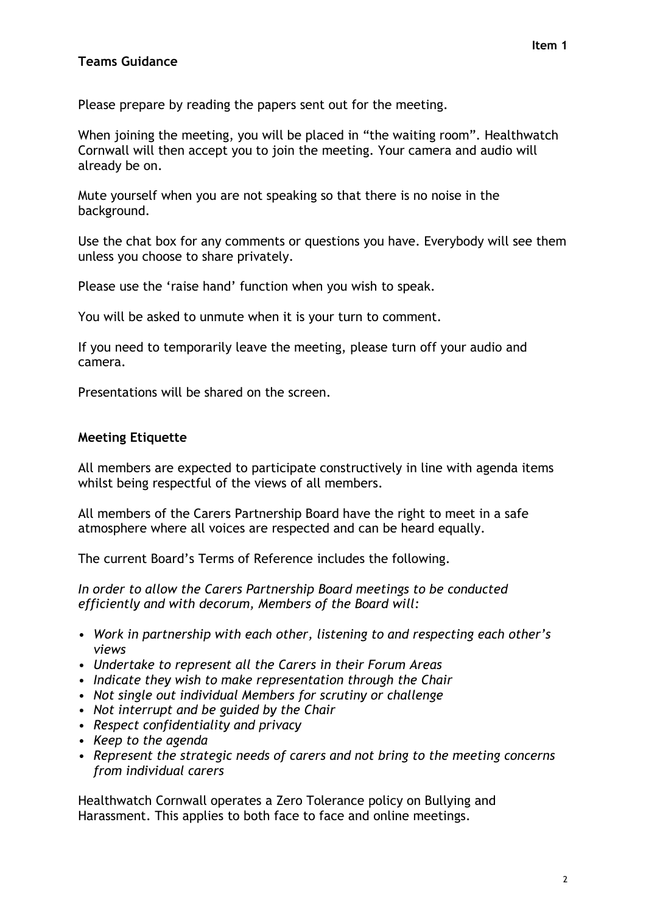**Item 1**

## Teams Guidance

Please prepare by reading the papers sent out for the meeting.

When joining the meeting, you will be placed in "the waiting room". Healthwatch Cornwall will then accept you to join the meeting. Your camera and audio will already be on.

Mute yourself when you are not speaking so that there is no noise in the background.

Use the chat box for any comments or questions you have. Everybody will see them unless you choose to share privately.

Please use the 'raise hand' function when you wish to speak.

You will be asked to unmute when it is your turn to comment.

If you need to temporarily leave the meeting, please turn off your audio and camera.

Presentations will be shared on the screen.

## Meeting Etiquette

All members are expected to participate constructively in line with agenda items whilst being respectful of the views of all members.

All members of the Carers Partnership Board have the right to meet in a safe atmosphere where all voices are respected and can be heard equally.

The current Board's Terms of Reference includes the following.

*In order to allow the Carers Partnership Board meetings to be conducted efficiently and with decorum, Members of the Board will:*

- *Work in partnership with each other, listening to and respecting each other's views*
- *Undertake to represent all the Carers in their Forum Areas*
- *Indicate they wish to make representation through the Chair*
- *Not single out individual Members for scrutiny or challenge*
- *Not interrupt and be guided by the Chair*
- *Respect confidentiality and privacy*
- *Keep to the agenda*
- *Represent the strategic needs of carers and not bring to the meeting concerns from individual carers*

Healthwatch Cornwall operates a Zero Tolerance policy on Bullying and Harassment. This applies to both face to face and online meetings.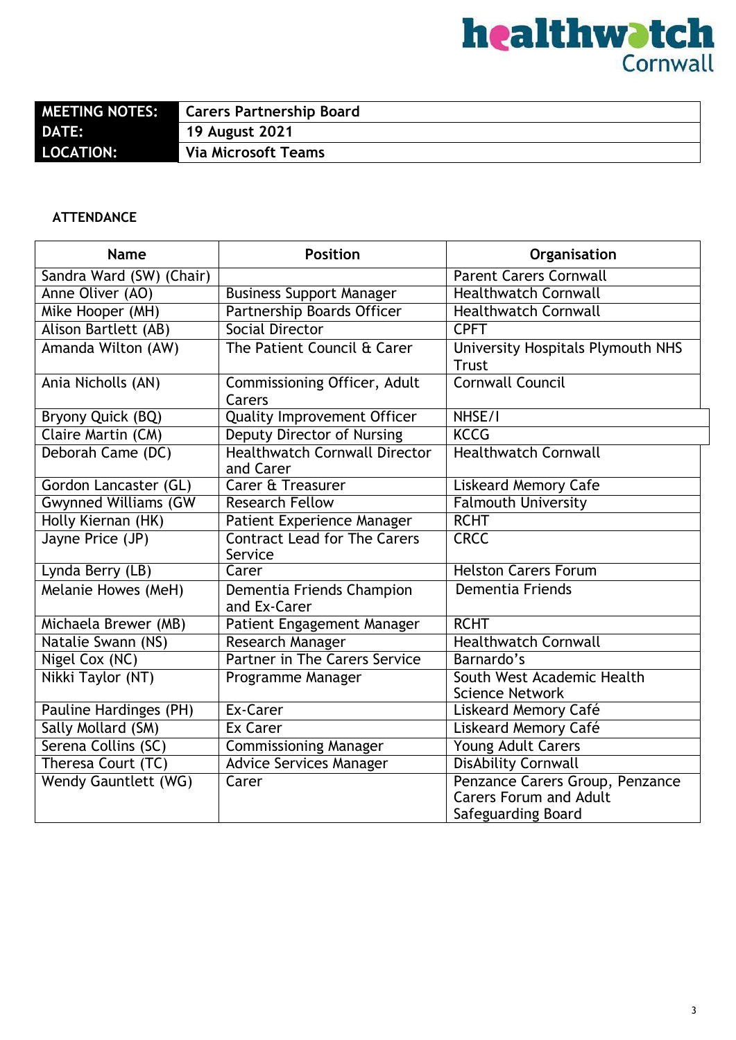| MEETING NOTES: | Carers Partnership Board |
|---|---|
| DATE: | 19 August 2021 |
| LOCATION: | Via Microsoft Teams |

**ATTENDANCE**

| Name | Position | Organisation |
|---|---|---|
| Sandra Ward (SW) (Chair) | | Parent Carers Cornwall |
| Anne Oliver (AO) | Business Support Manager | Healthwatch Cornwall |
| Mike Hooper (MH) | Partnership Boards Officer | Healthwatch Cornwall |
| Alison Bartlett (AB) | Social Director | CPFT |
| Amanda Wilton (AW) | The Patient Council & Carer | University Hospitals Plymouth NHS Trust |
| Ania Nicholls (AN) | Commissioning Officer, Adult Carers | Cornwall Council |
| Bryony Quick (BQ) | Quality Improvement Officer | NHSE/I |
| Claire Martin (CM) | Deputy Director of Nursing | KCCG |
| Deborah Came (DC) | Healthwatch Cornwall Director and Carer | Healthwatch Cornwall |
| Gordon Lancaster (GL) | Carer & Treasurer | Liskeard Memory Cafe |
| Gwynned Williams (GW | Research Fellow | Falmouth University |
| Holly Kiernan (HK) | Patient Experience Manager | RCHT |
| Jayne Price (JP) | Contract Lead for The Carers Service | CRCC |
| Lynda Berry (LB) | Carer | Helston Carers Forum |
| Melanie Howes (MeH) | Dementia Friends Champion and Ex-Carer | Dementia Friends |
| Michaela Brewer (MB) | Patient Engagement Manager | RCHT |
| Natalie Swann (NS) | Research Manager | Healthwatch Cornwall |
| Nigel Cox (NC) | Partner in The Carers Service | Barnardo's |
| Nikki Taylor (NT) | Programme Manager | South West Academic Health Science Network |
| Pauline Hardinges (PH) | Ex-Carer | Liskeard Memory Café |
| Sally Mollard (SM) | Ex Carer | Liskeard Memory Café |
| Serena Collins (SC) | Commissioning Manager | Young Adult Carers |
| Theresa Court (TC) | Advice Services Manager | DisAbility Cornwall |
| Wendy Gauntlett (WG) | Carer | Penzance Carers Group, Penzance Carers Forum and Adult Safeguarding Board |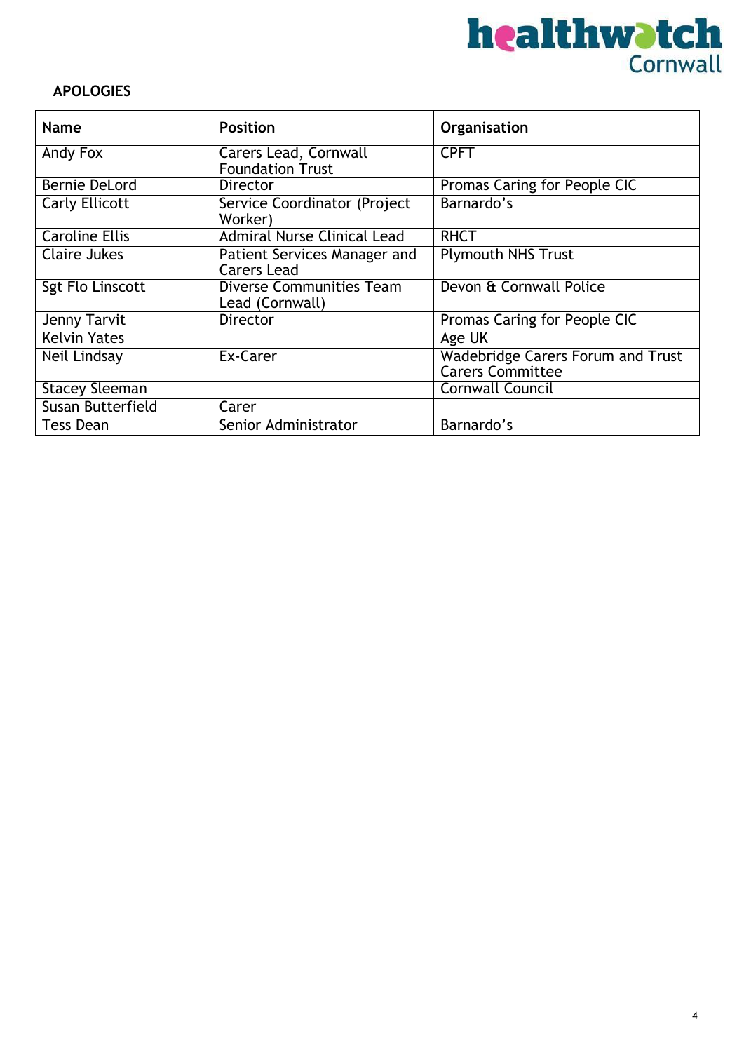## APOLOGIES

| Name | Position | Organisation |
|---|---|---|
| Andy Fox | Carers Lead, Cornwall Foundation Trust | CPFT |
| Bernie DeLord | Director | Promas Caring for People CIC |
| Carly Ellicott | Service Coordinator (Project Worker) | Barnardo's |
| Caroline Ellis | Admiral Nurse Clinical Lead | RHCT |
| Claire Jukes | Patient Services Manager and Carers Lead | Plymouth NHS Trust |
| Sgt Flo Linscott | Diverse Communities Team Lead (Cornwall) | Devon & Cornwall Police |
| Jenny Tarvit | Director | Promas Caring for People CIC |
| Kelvin Yates | | Age UK |
| Neil Lindsay | Ex-Carer | Wadebridge Carers Forum and Trust Carers Committee |
| Stacey Sleeman | | Cornwall Council |
| Susan Butterfield | Carer | |
| Tess Dean | Senior Administrator | Barnardo's |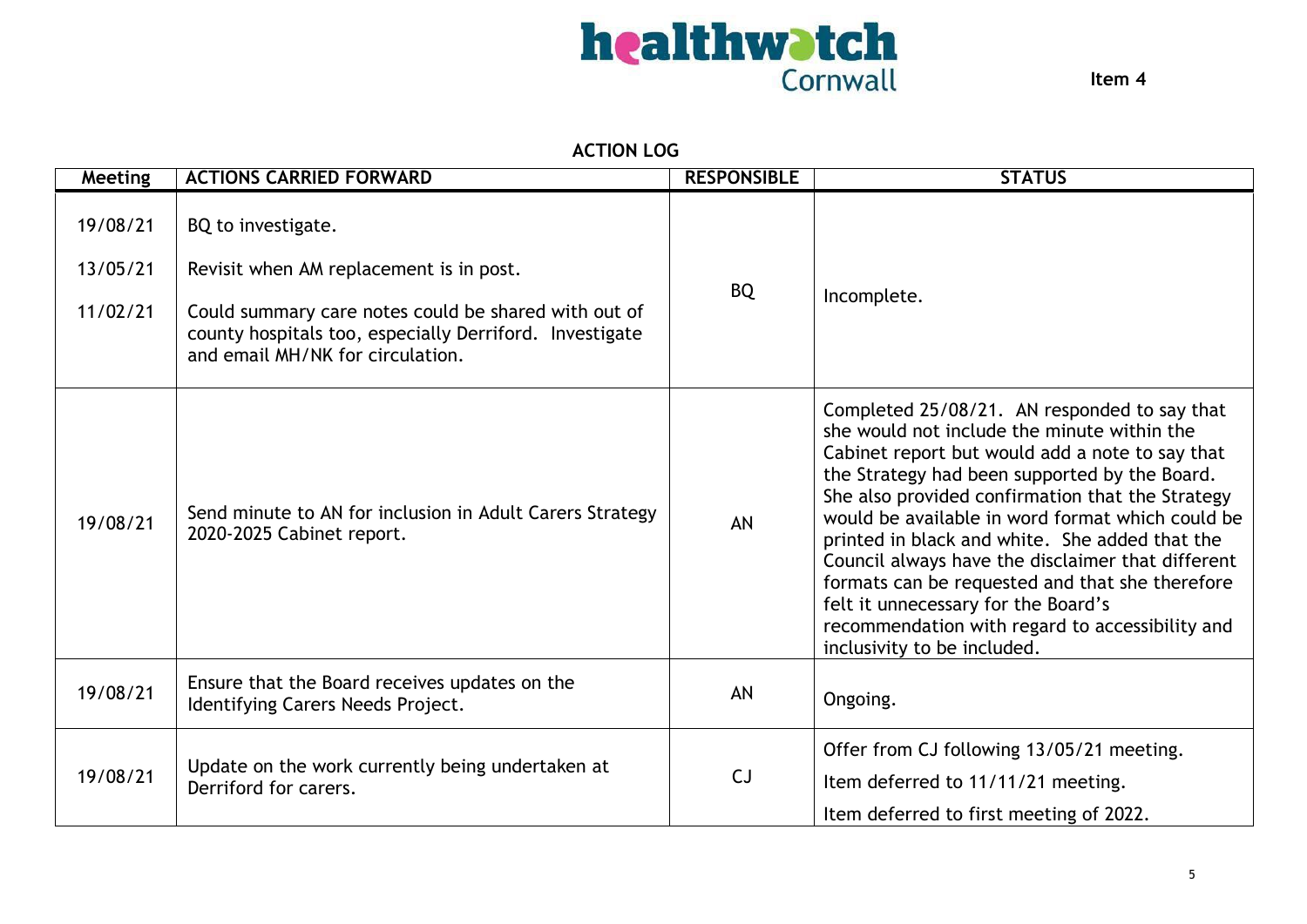healthwatch Cornwall

**Item 4**

**ACTION LOG**

| Meeting | ACTIONS CARRIED FORWARD | RESPONSIBLE | STATUS |
|---|---|---|---|
| 19/08/21<br><br>13/05/21<br><br>11/02/21 | BQ to investigate.<br><br>Revisit when AM replacement is in post.<br><br>Could summary care notes could be shared with out of county hospitals too, especially Derriford. Investigate and email MH/NK for circulation. | BQ | Incomplete. |
| 19/08/21 | Send minute to AN for inclusion in Adult Carers Strategy 2020-2025 Cabinet report. | AN | Completed 25/08/21. AN responded to say that she would not include the minute within the Cabinet report but would add a note to say that the Strategy had been supported by the Board. She also provided confirmation that the Strategy would be available in word format which could be printed in black and white. She added that the Council always have the disclaimer that different formats can be requested and that she therefore felt it unnecessary for the Board's recommendation with regard to accessibility and inclusivity to be included. |
| 19/08/21 | Ensure that the Board receives updates on the Identifying Carers Needs Project. | AN | Ongoing. |
| 19/08/21 | Update on the work currently being undertaken at Derriford for carers. | CJ | Offer from CJ following 13/05/21 meeting.<br><br>Item deferred to 11/11/21 meeting.<br><br>Item deferred to first meeting of 2022. |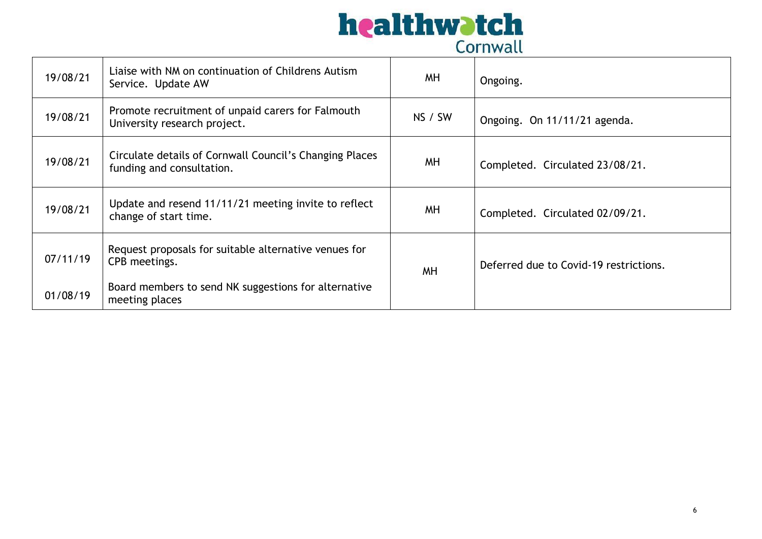| | | | |
|---|---|---|---|
| 19/08/21 | Liaise with NM on continuation of Childrens Autism Service. Update AW | MH | Ongoing. |
| 19/08/21 | Promote recruitment of unpaid carers for Falmouth University research project. | NS / SW | Ongoing. On 11/11/21 agenda. |
| 19/08/21 | Circulate details of Cornwall Council's Changing Places funding and consultation. | MH | Completed. Circulated 23/08/21. |
| 19/08/21 | Update and resend 11/11/21 meeting invite to reflect change of start time. | MH | Completed. Circulated 02/09/21. |
| 07/11/19<br><br>01/08/19 | Request proposals for suitable alternative venues for CPB meetings.<br><br>Board members to send NK suggestions for alternative meeting places | MH | Deferred due to Covid-19 restrictions. |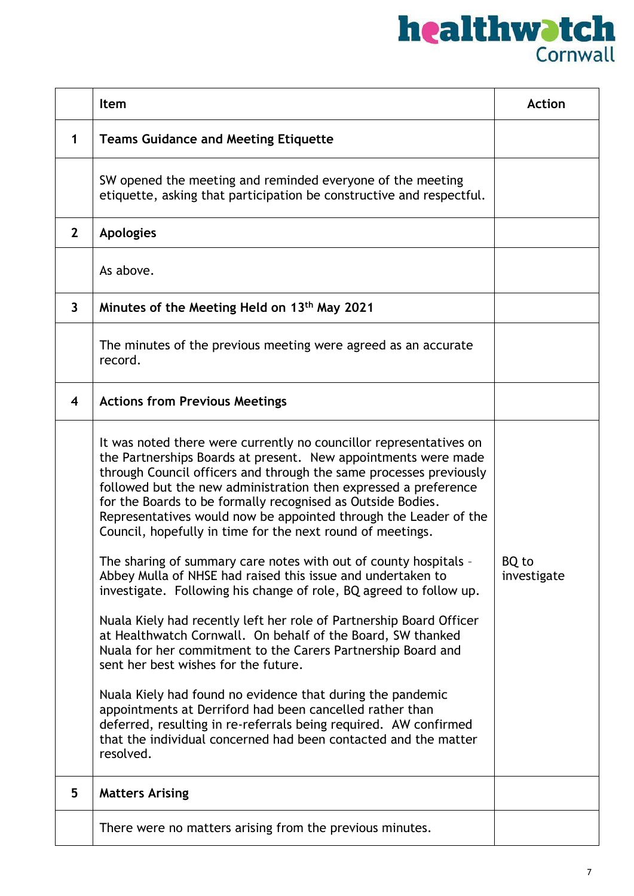| | Item | Action |
|---|---|---|
| 1 | **Teams Guidance and Meeting Etiquette** | |
| | SW opened the meeting and reminded everyone of the meeting etiquette, asking that participation be constructive and respectful. | |
| 2 | **Apologies** | |
| | As above. | |
| 3 | **Minutes of the Meeting Held on 13th May 2021** | |
| | The minutes of the previous meeting were agreed as an accurate record. | |
| 4 | **Actions from Previous Meetings** | |
| | It was noted there were currently no councillor representatives on the Partnerships Boards at present. New appointments were made through Council officers and through the same processes previously followed but the new administration then expressed a preference for the Boards to be formally recognised as Outside Bodies. Representatives would now be appointed through the Leader of the Council, hopefully in time for the next round of meetings.<br><br>The sharing of summary care notes with out of county hospitals – Abbey Mulla of NHSE had raised this issue and undertaken to investigate. Following his change of role, BQ agreed to follow up.<br><br>Nuala Kiely had recently left her role of Partnership Board Officer at Healthwatch Cornwall. On behalf of the Board, SW thanked Nuala for her commitment to the Carers Partnership Board and sent her best wishes for the future.<br><br>Nuala Kiely had found no evidence that during the pandemic appointments at Derriford had been cancelled rather than deferred, resulting in re-referrals being required. AW confirmed that the individual concerned had been contacted and the matter resolved. | BQ to investigate |
| 5 | **Matters Arising** | |
| | There were no matters arising from the previous minutes. | |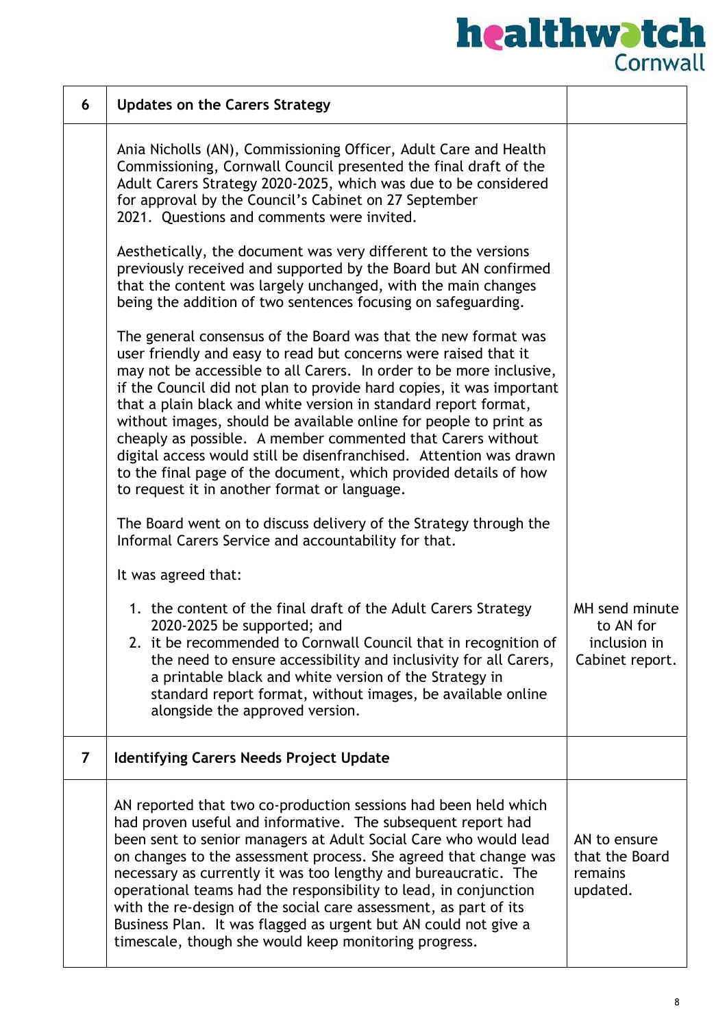| 6 | **Updates on the Carers Strategy** | |
|---|---|---|
| | Ania Nicholls (AN), Commissioning Officer, Adult Care and Health Commissioning, Cornwall Council presented the final draft of the Adult Carers Strategy 2020-2025, which was due to be considered for approval by the Council's Cabinet on 27 September 2021. Questions and comments were invited.<br><br>Aesthetically, the document was very different to the versions previously received and supported by the Board but AN confirmed that the content was largely unchanged, with the main changes being the addition of two sentences focusing on safeguarding.<br><br>The general consensus of the Board was that the new format was user friendly and easy to read but concerns were raised that it may not be accessible to all Carers. In order to be more inclusive, if the Council did not plan to provide hard copies, it was important that a plain black and white version in standard report format, without images, should be available online for people to print as cheaply as possible. A member commented that Carers without digital access would still be disenfranchised. Attention was drawn to the final page of the document, which provided details of how to request it in another format or language.<br><br>The Board went on to discuss delivery of the Strategy through the Informal Carers Service and accountability for that.<br><br>It was agreed that:<br><br>1. the content of the final draft of the Adult Carers Strategy 2020-2025 be supported; and<br>2. it be recommended to Cornwall Council that in recognition of the need to ensure accessibility and inclusivity for all Carers, a printable black and white version of the Strategy in standard report format, without images, be available online alongside the approved version. | MH send minute to AN for inclusion in Cabinet report. |
| 7 | **Identifying Carers Needs Project Update** | |
| | AN reported that two co-production sessions had been held which had proven useful and informative. The subsequent report had been sent to senior managers at Adult Social Care who would lead on changes to the assessment process. She agreed that change was necessary as currently it was too lengthy and bureaucratic. The operational teams had the responsibility to lead, in conjunction with the re-design of the social care assessment, as part of its Business Plan. It was flagged as urgent but AN could not give a timescale, though she would keep monitoring progress. | AN to ensure that the Board remains updated. |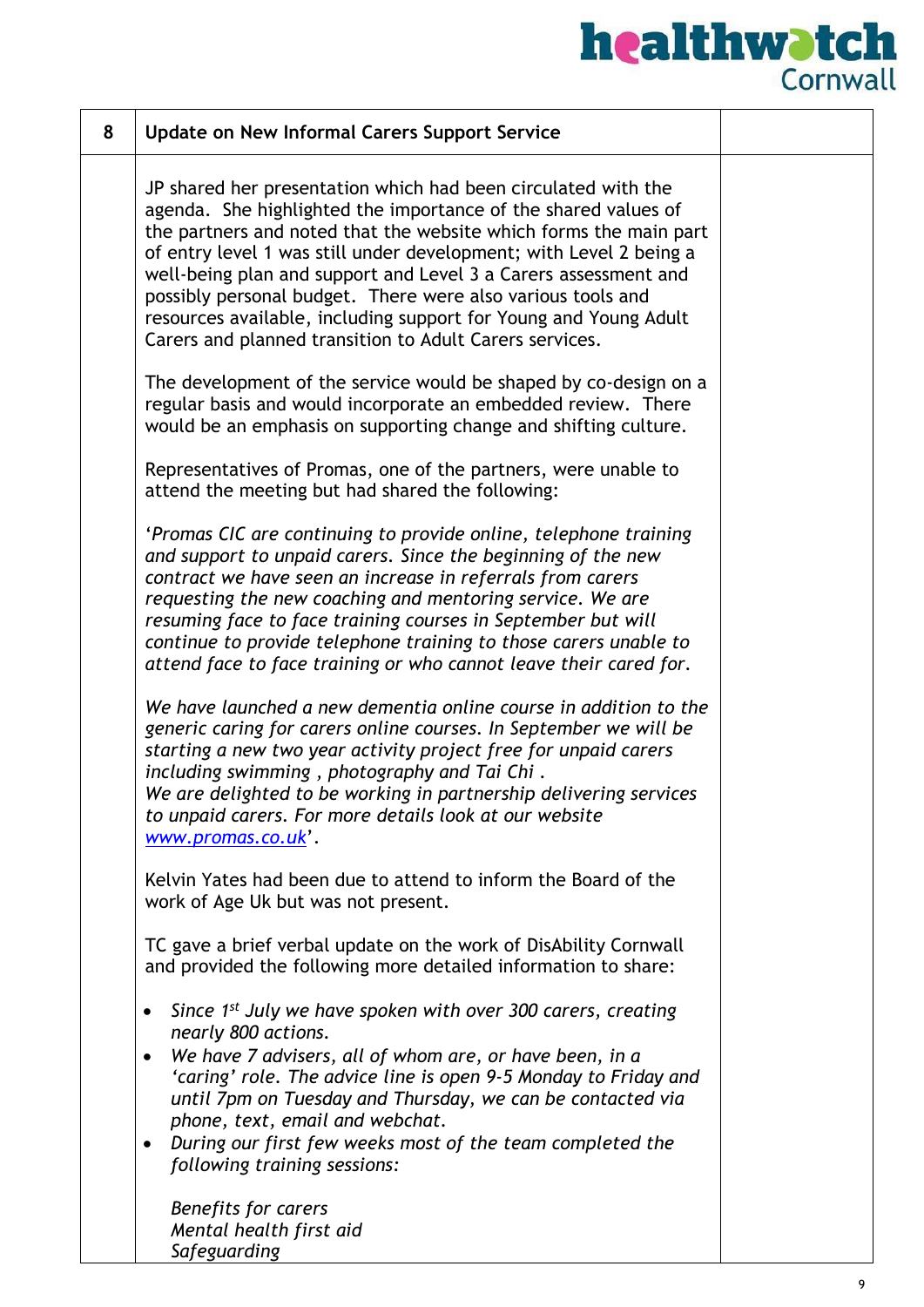| 8 | Update on New Informal Carers Support Service | |
|---|---|---|
| | JP shared her presentation which had been circulated with the agenda. She highlighted the importance of the shared values of the partners and noted that the website which forms the main part of entry level 1 was still under development; with Level 2 being a well-being plan and support and Level 3 a Carers assessment and possibly personal budget. There were also various tools and resources available, including support for Young and Young Adult Carers and planned transition to Adult Carers services.<br><br>The development of the service would be shaped by co-design on a regular basis and would incorporate an embedded review. There would be an emphasis on supporting change and shifting culture.<br><br>Representatives of Promas, one of the partners, were unable to attend the meeting but had shared the following:<br><br>'*Promas CIC are continuing to provide online, telephone training and support to unpaid carers. Since the beginning of the new contract we have seen an increase in referrals from carers requesting the new coaching and mentoring service. We are resuming face to face training courses in September but will continue to provide telephone training to those carers unable to attend face to face training or who cannot leave their cared for.*<br><br>*We have launched a new dementia online course in addition to the generic caring for carers online courses. In September we will be starting a new two year activity project free for unpaid carers including swimming , photography and Tai Chi .*<br>*We are delighted to be working in partnership delivering services to unpaid carers. For more details look at our website [www.promas.co.uk](http://www.promas.co.uk)*'.<br><br>Kelvin Yates had been due to attend to inform the Board of the work of Age Uk but was not present.<br><br>TC gave a brief verbal update on the work of DisAbility Cornwall and provided the following more detailed information to share:<br><br>• *Since 1st July we have spoken with over 300 carers, creating nearly 800 actions.*<br>• *We have 7 advisers, all of whom are, or have been, in a 'caring' role. The advice line is open 9-5 Monday to Friday and until 7pm on Tuesday and Thursday, we can be contacted via phone, text, email and webchat.*<br>• *During our first few weeks most of the team completed the following training sessions:*<br><br>*Benefits for carers*<br>*Mental health first aid*<br>*Safeguarding* | |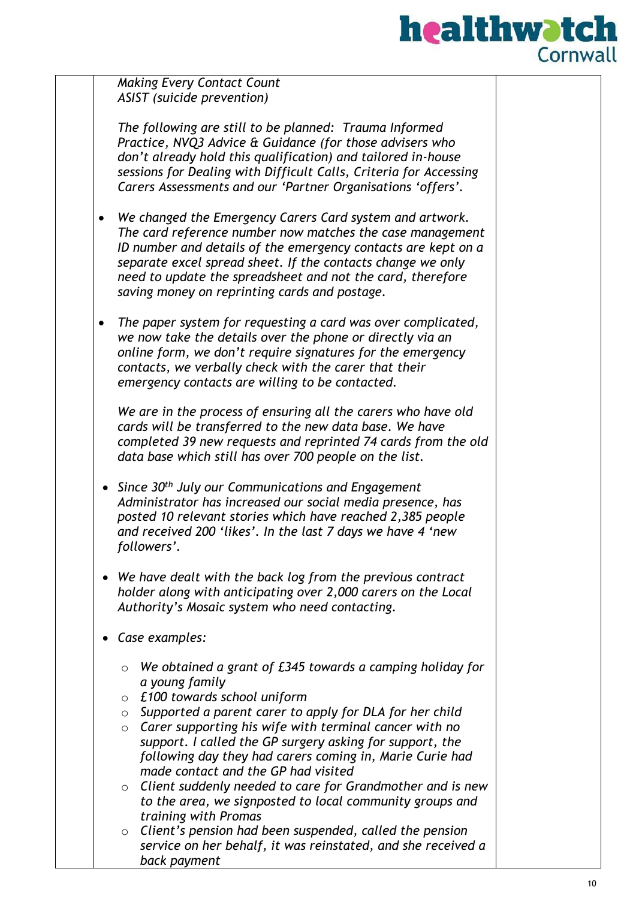| | | |
|---|---|---|
| | *Making Every Contact Count*<br>*ASIST (suicide prevention)*<br><br>*The following are still to be planned: Trauma Informed Practice, NVQ3 Advice & Guidance (for those advisers who don't already hold this qualification) and tailored in-house sessions for Dealing with Difficult Calls, Criteria for Accessing Carers Assessments and our 'Partner Organisations 'offers'.*<br><br>• *We changed the Emergency Carers Card system and artwork. The card reference number now matches the case management ID number and details of the emergency contacts are kept on a separate excel spread sheet. If the contacts change we only need to update the spreadsheet and not the card, therefore saving money on reprinting cards and postage.*<br><br>• *The paper system for requesting a card was over complicated, we now take the details over the phone or directly via an online form, we don't require signatures for the emergency contacts, we verbally check with the carer that their emergency contacts are willing to be contacted.*<br><br>*We are in the process of ensuring all the carers who have old cards will be transferred to the new data base. We have completed 39 new requests and reprinted 74 cards from the old data base which still has over 700 people on the list.*<br><br>• *Since 30th July our Communications and Engagement Administrator has increased our social media presence, has posted 10 relevant stories which have reached 2,385 people and received 200 'likes'. In the last 7 days we have 4 'new followers'.*<br><br>• *We have dealt with the back log from the previous contract holder along with anticipating over 2,000 carers on the Local Authority's Mosaic system who need contacting.*<br><br>• *Case examples:*<br>  ○ *We obtained a grant of £345 towards a camping holiday for a young family*<br>  ○ *£100 towards school uniform*<br>  ○ *Supported a parent carer to apply for DLA for her child*<br>  ○ *Carer supporting his wife with terminal cancer with no support. I called the GP surgery asking for support, the following day they had carers coming in, Marie Curie had made contact and the GP had visited*<br>  ○ *Client suddenly needed to care for Grandmother and is new to the area, we signposted to local community groups and training with Promas*<br>  ○ *Client's pension had been suspended, called the pension service on her behalf, it was reinstated, and she received a back payment* | |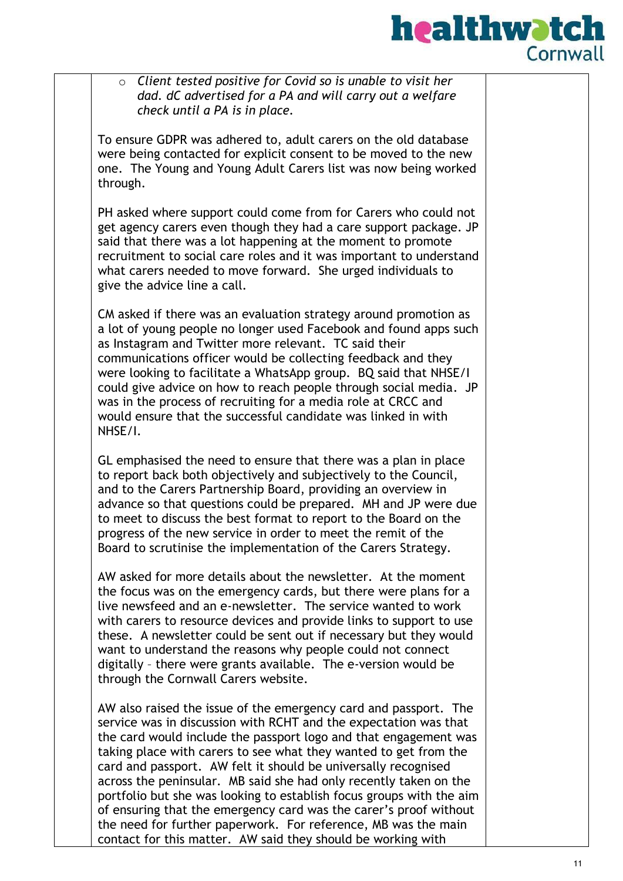- *Client tested positive for Covid so is unable to visit her dad. dC advertised for a PA and will carry out a welfare check until a PA is in place.*

To ensure GDPR was adhered to, adult carers on the old database were being contacted for explicit consent to be moved to the new one. The Young and Young Adult Carers list was now being worked through.

PH asked where support could come from for Carers who could not get agency carers even though they had a care support package. JP said that there was a lot happening at the moment to promote recruitment to social care roles and it was important to understand what carers needed to move forward. She urged individuals to give the advice line a call.

CM asked if there was an evaluation strategy around promotion as a lot of young people no longer used Facebook and found apps such as Instagram and Twitter more relevant. TC said their communications officer would be collecting feedback and they were looking to facilitate a WhatsApp group. BQ said that NHSE/I could give advice on how to reach people through social media. JP was in the process of recruiting for a media role at CRCC and would ensure that the successful candidate was linked in with NHSE/I.

GL emphasised the need to ensure that there was a plan in place to report back both objectively and subjectively to the Council, and to the Carers Partnership Board, providing an overview in advance so that questions could be prepared. MH and JP were due to meet to discuss the best format to report to the Board on the progress of the new service in order to meet the remit of the Board to scrutinise the implementation of the Carers Strategy.

AW asked for more details about the newsletter. At the moment the focus was on the emergency cards, but there were plans for a live newsfeed and an e-newsletter. The service wanted to work with carers to resource devices and provide links to support to use these. A newsletter could be sent out if necessary but they would want to understand the reasons why people could not connect digitally – there were grants available. The e-version would be through the Cornwall Carers website.

AW also raised the issue of the emergency card and passport. The service was in discussion with RCHT and the expectation was that the card would include the passport logo and that engagement was taking place with carers to see what they wanted to get from the card and passport. AW felt it should be universally recognised across the peninsular. MB said she had only recently taken on the portfolio but she was looking to establish focus groups with the aim of ensuring that the emergency card was the carer's proof without the need for further paperwork. For reference, MB was the main contact for this matter. AW said they should be working with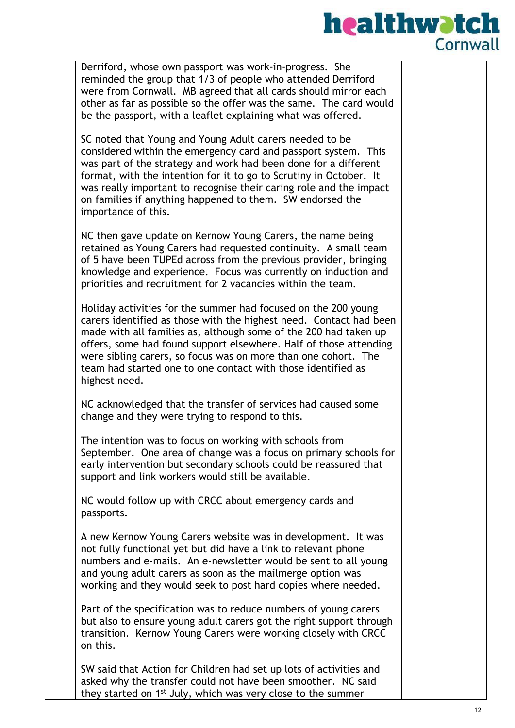Derriford, whose own passport was work-in-progress. She reminded the group that 1/3 of people who attended Derriford were from Cornwall. MB agreed that all cards should mirror each other as far as possible so the offer was the same. The card would be the passport, with a leaflet explaining what was offered.

SC noted that Young and Young Adult carers needed to be considered within the emergency card and passport system. This was part of the strategy and work had been done for a different format, with the intention for it to go to Scrutiny in October. It was really important to recognise their caring role and the impact on families if anything happened to them. SW endorsed the importance of this.

NC then gave update on Kernow Young Carers, the name being retained as Young Carers had requested continuity. A small team of 5 have been TUPEd across from the previous provider, bringing knowledge and experience. Focus was currently on induction and priorities and recruitment for 2 vacancies within the team.

Holiday activities for the summer had focused on the 200 young carers identified as those with the highest need. Contact had been made with all families as, although some of the 200 had taken up offers, some had found support elsewhere. Half of those attending were sibling carers, so focus was on more than one cohort. The team had started one to one contact with those identified as highest need.

NC acknowledged that the transfer of services had caused some change and they were trying to respond to this.

The intention was to focus on working with schools from September. One area of change was a focus on primary schools for early intervention but secondary schools could be reassured that support and link workers would still be available.

NC would follow up with CRCC about emergency cards and passports.

A new Kernow Young Carers website was in development. It was not fully functional yet but did have a link to relevant phone numbers and e-mails. An e-newsletter would be sent to all young and young adult carers as soon as the mailmerge option was working and they would seek to post hard copies where needed.

Part of the specification was to reduce numbers of young carers but also to ensure young adult carers got the right support through transition. Kernow Young Carers were working closely with CRCC on this.

SW said that Action for Children had set up lots of activities and asked why the transfer could not have been smoother. NC said they started on 1st July, which was very close to the summer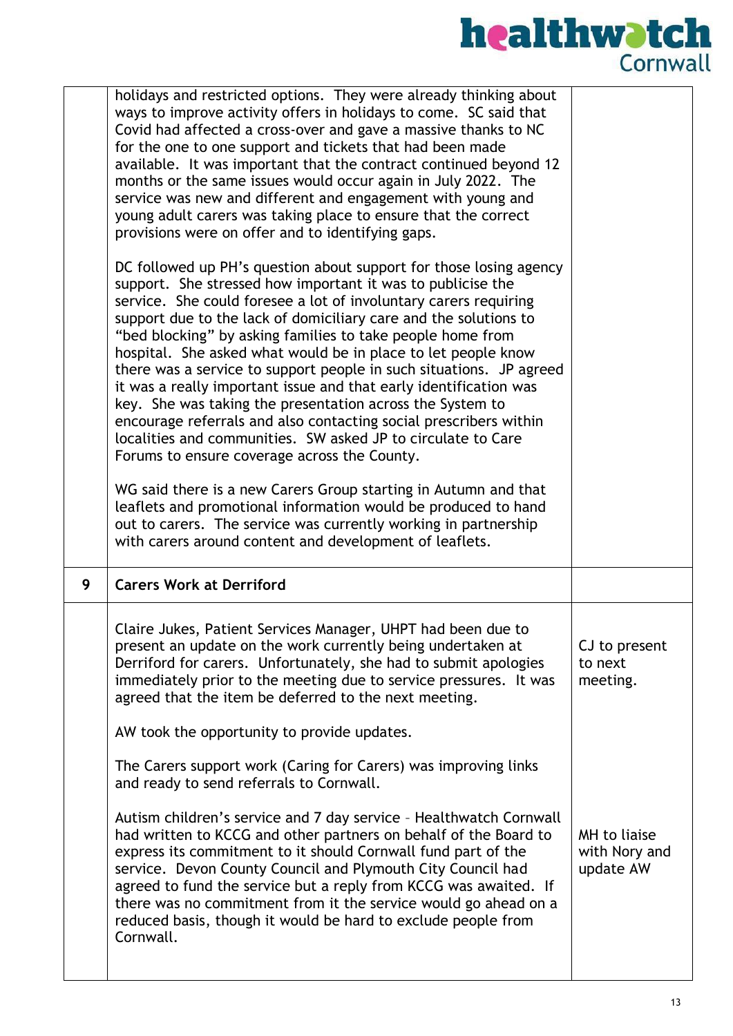| | | |
|---|---|---|
| | holidays and restricted options. They were already thinking about ways to improve activity offers in holidays to come. SC said that Covid had affected a cross-over and gave a massive thanks to NC for the one to one support and tickets that had been made available. It was important that the contract continued beyond 12 months or the same issues would occur again in July 2022. The service was new and different and engagement with young and young adult carers was taking place to ensure that the correct provisions were on offer and to identifying gaps.<br><br>DC followed up PH's question about support for those losing agency support. She stressed how important it was to publicise the service. She could foresee a lot of involuntary carers requiring support due to the lack of domiciliary care and the solutions to "bed blocking" by asking families to take people home from hospital. She asked what would be in place to let people know there was a service to support people in such situations. JP agreed it was a really important issue and that early identification was key. She was taking the presentation across the System to encourage referrals and also contacting social prescribers within localities and communities. SW asked JP to circulate to Care Forums to ensure coverage across the County.<br><br>WG said there is a new Carers Group starting in Autumn and that leaflets and promotional information would be produced to hand out to carers. The service was currently working in partnership with carers around content and development of leaflets. | |
| 9 | **Carers Work at Derriford** | |
| | Claire Jukes, Patient Services Manager, UHPT had been due to present an update on the work currently being undertaken at Derriford for carers. Unfortunately, she had to submit apologies immediately prior to the meeting due to service pressures. It was agreed that the item be deferred to the next meeting.<br><br>AW took the opportunity to provide updates.<br><br>The Carers support work (Caring for Carers) was improving links and ready to send referrals to Cornwall.<br><br>Autism children's service and 7 day service – Healthwatch Cornwall had written to KCCG and other partners on behalf of the Board to express its commitment to it should Cornwall fund part of the service. Devon County Council and Plymouth City Council had agreed to fund the service but a reply from KCCG was awaited. If there was no commitment from it the service would go ahead on a reduced basis, though it would be hard to exclude people from Cornwall. | CJ to present to next meeting.<br><br>MH to liaise with Nory and update AW |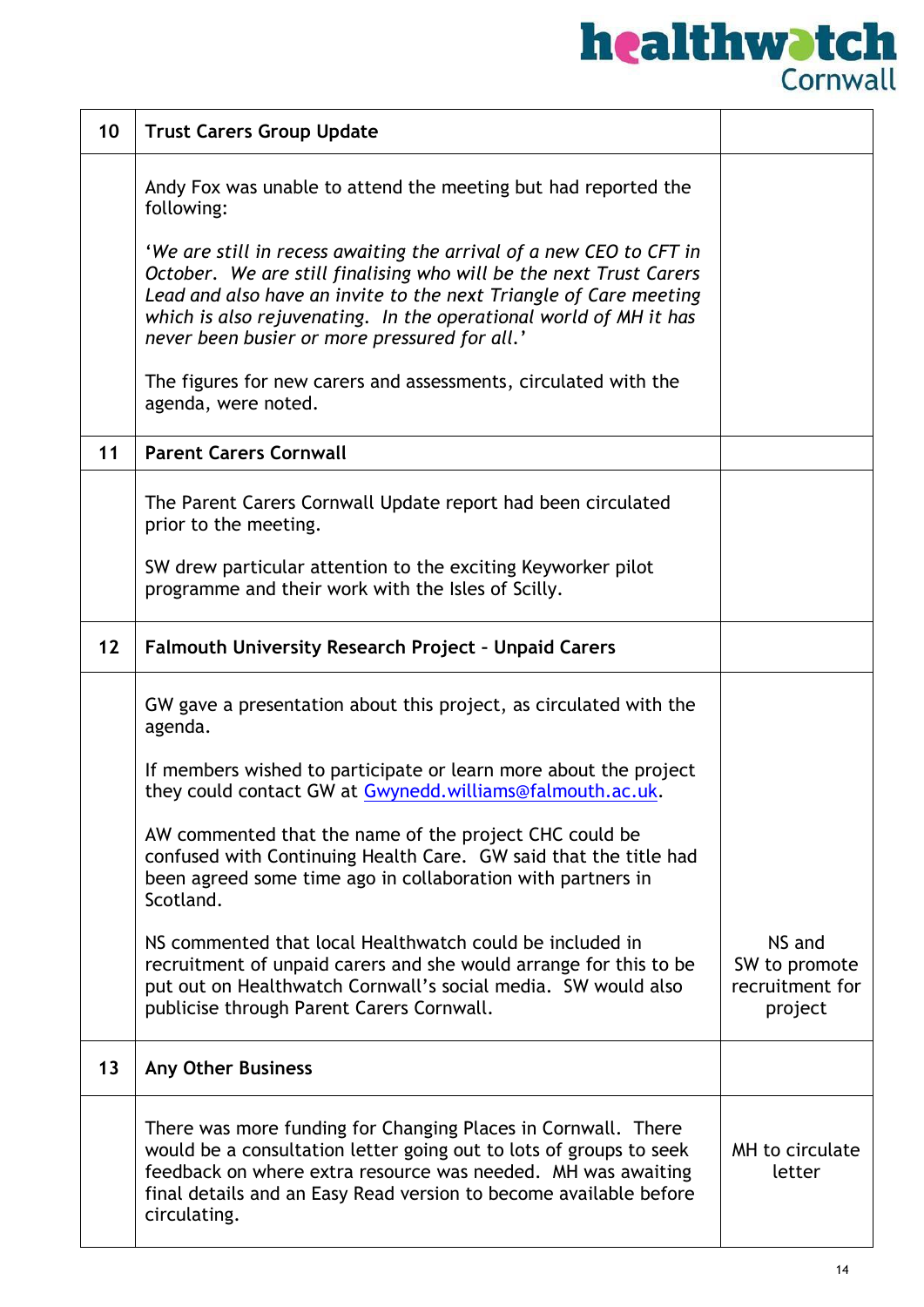| 10 | **Trust Carers Group Update** | |
|---|---|---|
| | Andy Fox was unable to attend the meeting but had reported the following:<br><br>'*We are still in recess awaiting the arrival of a new CEO to CFT in October. We are still finalising who will be the next Trust Carers Lead and also have an invite to the next Triangle of Care meeting which is also rejuvenating. In the operational world of MH it has never been busier or more pressured for all.*'<br><br>The figures for new carers and assessments, circulated with the agenda, were noted. | |
| **11** | **Parent Carers Cornwall** | |
| | The Parent Carers Cornwall Update report had been circulated prior to the meeting.<br><br>SW drew particular attention to the exciting Keyworker pilot programme and their work with the Isles of Scilly. | |
| **12** | **Falmouth University Research Project – Unpaid Carers** | |
| | GW gave a presentation about this project, as circulated with the agenda.<br><br>If members wished to participate or learn more about the project they could contact GW at Gwynedd.williams@falmouth.ac.uk.<br><br>AW commented that the name of the project CHC could be confused with Continuing Health Care. GW said that the title had been agreed some time ago in collaboration with partners in Scotland.<br><br>NS commented that local Healthwatch could be included in recruitment of unpaid carers and she would arrange for this to be put out on Healthwatch Cornwall's social media. SW would also publicise through Parent Carers Cornwall. | NS and SW to promote recruitment for project |
| **13** | **Any Other Business** | |
| | There was more funding for Changing Places in Cornwall. There would be a consultation letter going out to lots of groups to seek feedback on where extra resource was needed. MH was awaiting final details and an Easy Read version to become available before circulating. | MH to circulate letter |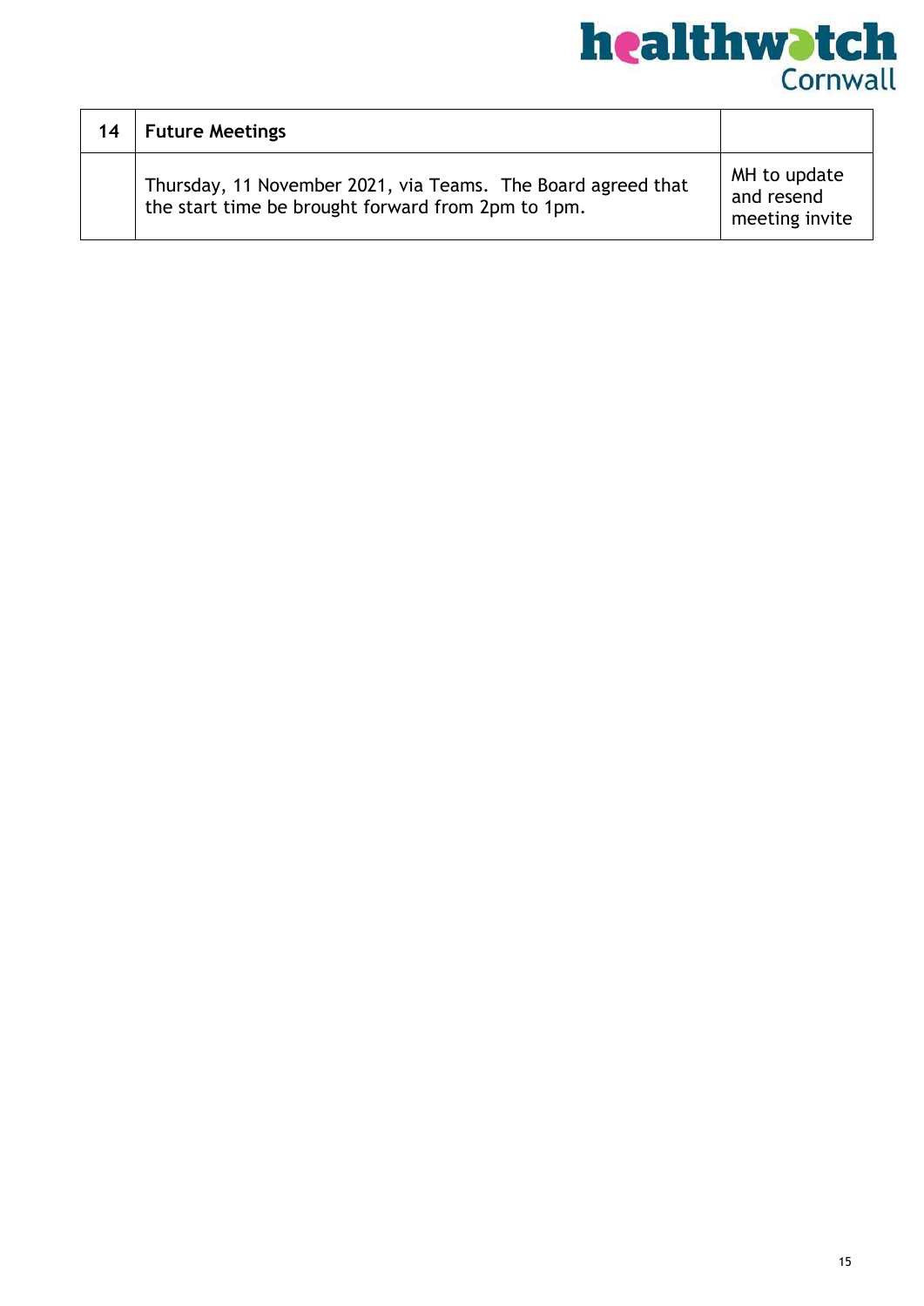| 14 | **Future Meetings** | |
|---|---|---|
| | Thursday, 11 November 2021, via Teams. The Board agreed that the start time be brought forward from 2pm to 1pm. | MH to update and resend meeting invite |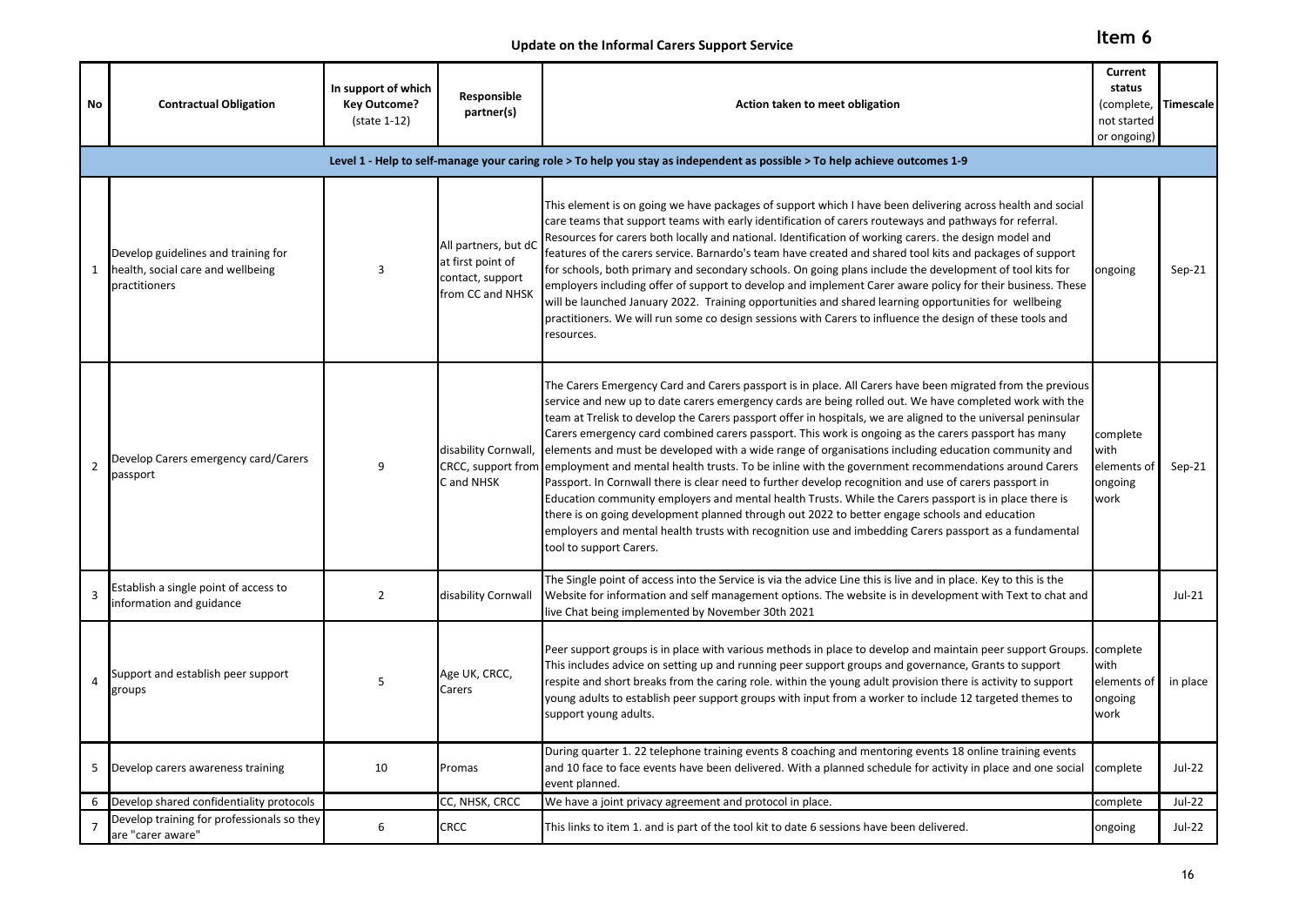# Update on the Informal Carers Support Service

**Item 6**

| No | Contractual Obligation | In support of which Key Outcome? (state 1-12) | Responsible partner(s) | Action taken to meet obligation | Current status (complete, not started or ongoing) | Timescale |
|---|---|---|---|---|---|---|
| **Level 1 - Help to self-manage your caring role > To help you stay as independent as possible > To help achieve outcomes 1-9** | | | | | | |
| 1 | Develop guidelines and training for health, social care and wellbeing practitioners | 3 | All partners, but dC at first point of contact, support from CC and NHSK | This element is on going we have packages of support which I have been delivering across health and social care teams that support teams with early identification of carers routeways and pathways for referral. Resources for carers both locally and national. Identification of working carers. the design model and features of the carers service. Barnardo's team have created and shared tool kits and packages of support for schools, both primary and secondary schools. On going plans include the development of tool kits for employers including offer of support to develop and implement Carer aware policy for their business. These will be launched January 2022. Training opportunities and shared learning opportunities for wellbeing practitioners. We will run some co design sessions with Carers to influence the design of these tools and resources. | ongoing | Sep-21 |
| 2 | Develop Carers emergency card/Carers passport | 9 | disability Cornwall, CRCC, support from C and NHSK | The Carers Emergency Card and Carers passport is in place. All Carers have been migrated from the previous service and new up to date carers emergency cards are being rolled out. We have completed work with the team at Trelisk to develop the Carers passport offer in hospitals, we are aligned to the universal peninsular Carers emergency card combined carers passport. This work is ongoing as the carers passport has many elements and must be developed with a wide range of organisations including education community and employment and mental health trusts. To be inline with the government recommendations around Carers Passport. In Cornwall there is clear need to further develop recognition and use of carers passport in Education community employers and mental health Trusts. While the Carers passport is in place there is there is on going development planned through out 2022 to better engage schools and education employers and mental health trusts with recognition use and imbedding Carers passport as a fundamental tool to support Carers. | complete with elements of ongoing work | Sep-21 |
| 3 | Establish a single point of access to information and guidance | 2 | disability Cornwall | The Single point of access into the Service is via the advice Line this is live and in place. Key to this is the Website for information and self management options. The website is in development with Text to chat and live Chat being implemented by November 30th 2021 | | Jul-21 |
| 4 | Support and establish peer support groups | 5 | Age UK, CRCC, Carers | Peer support groups is in place with various methods in place to develop and maintain peer support Groups. This includes advice on setting up and running peer support groups and governance, Grants to support respite and short breaks from the caring role. within the young adult provision there is activity to support young adults to establish peer support groups with input from a worker to include 12 targeted themes to support young adults. | complete with elements of ongoing work | in place |
| 5 | Develop carers awareness training | 10 | Promas | During quarter 1. 22 telephone training events 8 coaching and mentoring events 18 online training events and 10 face to face events have been delivered. With a planned schedule for activity in place and one social event planned. | complete | Jul-22 |
| 6 | Develop shared confidentiality protocols | | CC, NHSK, CRCC | We have a joint privacy agreement and protocol in place. | complete | Jul-22 |
| 7 | Develop training for professionals so they are "carer aware" | 6 | CRCC | This links to item 1. and is part of the tool kit to date 6 sessions have been delivered. | ongoing | Jul-22 |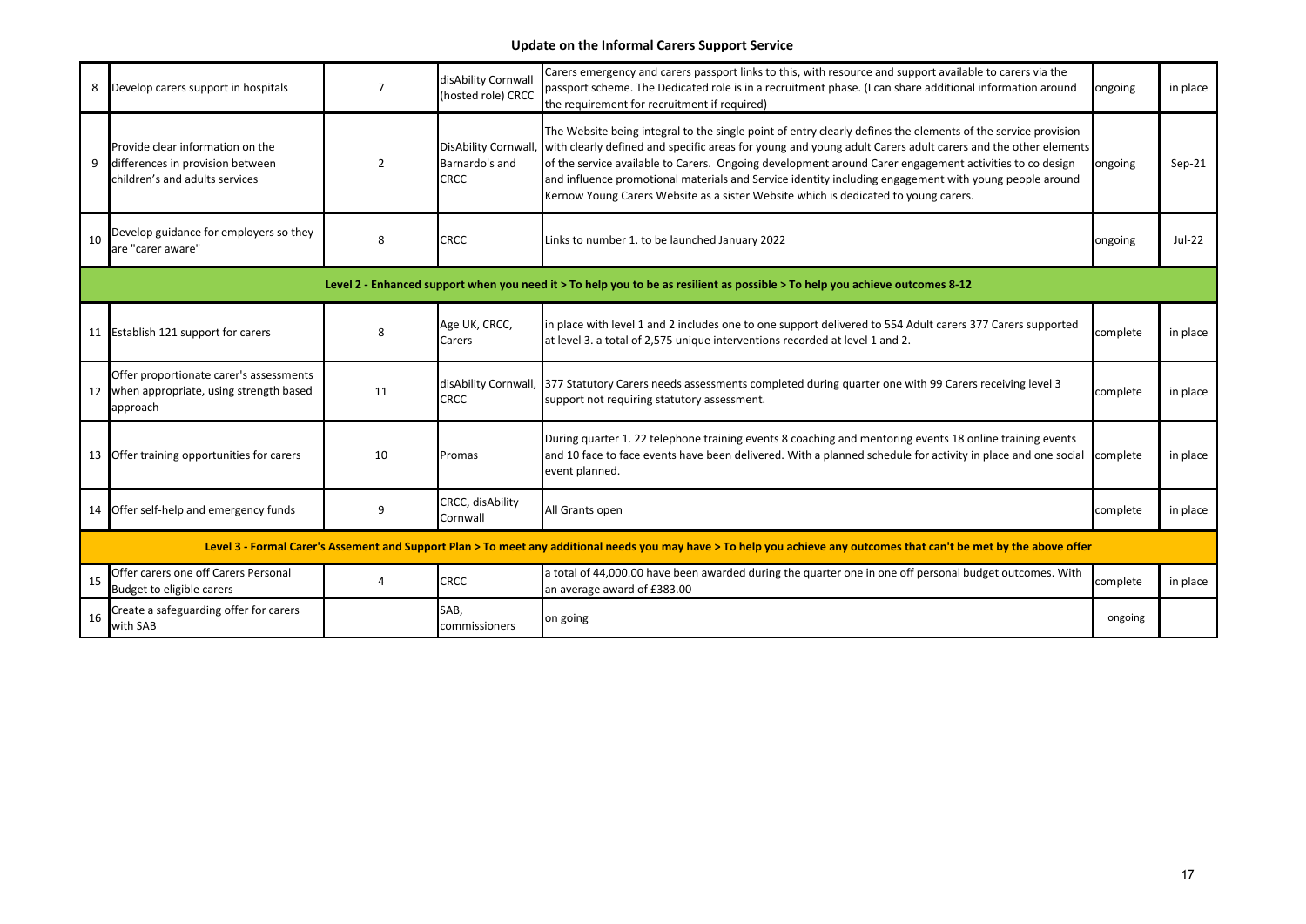# Update on the Informal Carers Support Service

| | | | | | | |
|---|---|---|---|---|---|---|
| 8 | Develop carers support in hospitals | 7 | disAbility Cornwall (hosted role) CRCC | Carers emergency and carers passport links to this, with resource and support available to carers via the passport scheme. The Dedicated role is in a recruitment phase. (I can share additional information around the requirement for recruitment if required) | ongoing | in place |
| 9 | Provide clear information on the differences in provision between children's and adults services | 2 | DisAbility Cornwall, Barnardo's and CRCC | The Website being integral to the single point of entry clearly defines the elements of the service provision with clearly defined and specific areas for young and young adult Carers adult carers and the other elements of the service available to Carers. Ongoing development around Carer engagement activities to co design and influence promotional materials and Service identity including engagement with young people around Kernow Young Carers Website as a sister Website which is dedicated to young carers. | ongoing | Sep-21 |
| 10 | Develop guidance for employers so they are "carer aware" | 8 | CRCC | Links to number 1. to be launched January 2022 | ongoing | Jul-22 |
| **Level 2 - Enhanced support when you need it > To help you to be as resilient as possible > To help you achieve outcomes 8-12** | | | | | | |
| 11 | Establish 121 support for carers | 8 | Age UK, CRCC, Carers | in place with level 1 and 2 includes one to one support delivered to 554 Adult carers 377 Carers supported at level 3. a total of 2,575 unique interventions recorded at level 1 and 2. | complete | in place |
| 12 | Offer proportionate carer's assessments when appropriate, using strength based approach | 11 | disAbility Cornwall, CRCC | 377 Statutory Carers needs assessments completed during quarter one with 99 Carers receiving level 3 support not requiring statutory assessment. | complete | in place |
| 13 | Offer training opportunities for carers | 10 | Promas | During quarter 1. 22 telephone training events 8 coaching and mentoring events 18 online training events and 10 face to face events have been delivered. With a planned schedule for activity in place and one social event planned. | complete | in place |
| 14 | Offer self-help and emergency funds | 9 | CRCC, disAbility Cornwall | All Grants open | complete | in place |
| **Level 3 - Formal Carer's Assement and Support Plan > To meet any additional needs you may have > To help you achieve any outcomes that can't be met by the above offer** | | | | | | |
| 15 | Offer carers one off Carers Personal Budget to eligible carers | 4 | CRCC | a total of 44,000.00 have been awarded during the quarter one in one off personal budget outcomes. With an average award of £383.00 | complete | in place |
| 16 | Create a safeguarding offer for carers with SAB | | SAB, commissioners | on going | ongoing | |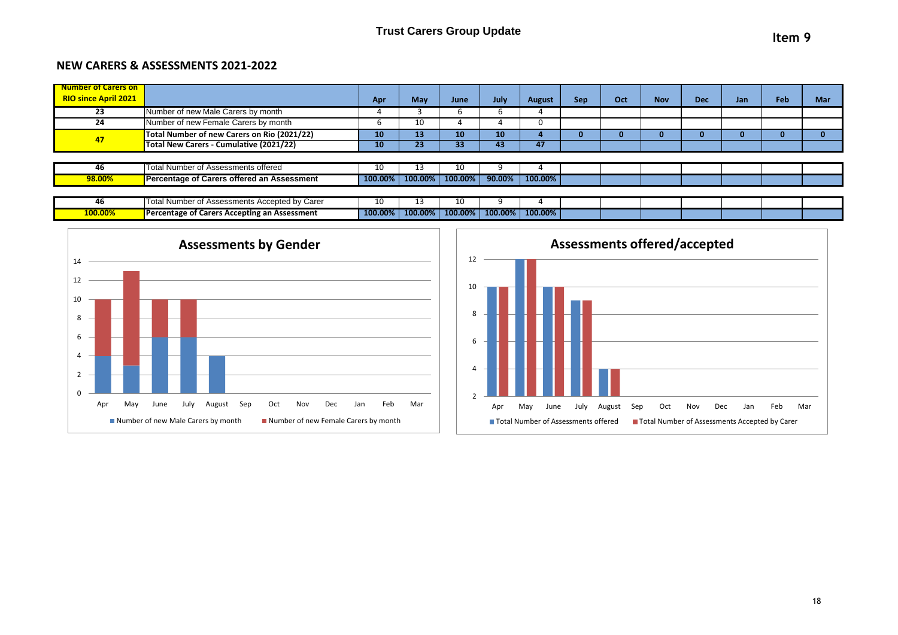# Trust Carers Group Update

Item 9

## NEW CARERS & ASSESSMENTS 2021-2022

| Number of Carers on RIO since April 2021 | | Apr | May | June | July | August | Sep | Oct | Nov | Dec | Jan | Feb | Mar |
|---|---|---|---|---|---|---|---|---|---|---|---|---|---|
| 23 | Number of new Male Carers by month | 4 | 3 | 6 | 6 | 4 | | | | | | | |
| 24 | Number of new Female Carers by month | 6 | 10 | 4 | 4 | 0 | | | | | | | |
| 47 | **Total Number of new Carers on Rio (2021/22)** | **10** | **13** | **10** | **10** | **4** | **0** | **0** | **0** | **0** | **0** | **0** | **0** |
| | **Total New Carers - Cumulative (2021/22)** | **10** | **23** | **33** | **43** | **47** | | | | | | | |
| 46 | Total Number of Assessments offered | 10 | 13 | 10 | 9 | 4 | | | | | | | |
| 98.00% | **Percentage of Carers offered an Assessment** | **100.00%** | **100.00%** | **100.00%** | **90.00%** | **100.00%** | | | | | | | |
| 46 | Total Number of Assessments Accepted by Carer | 10 | 13 | 10 | 9 | 4 | | | | | | | |
| 100.00% | **Percentage of Carers Accepting an Assessment** | **100.00%** | **100.00%** | **100.00%** | **100.00%** | **100.00%** | | | | | | | |

### Assessments by Gender

| | Apr | May | June | July | August | Sep | Oct | Nov | Dec | Jan | Feb | Mar |
|---|---|---|---|---|---|---|---|---|---|---|---|---|
| Number of new Male Carers by month | 4 | 3 | 6 | 6 | 4 | | | | | | | |
| Number of new Female Carers by month | 6 | 10 | 4 | 4 | 0 | | | | | | | |

### Assessments offered/accepted

| | Apr | May | June | July | August | Sep | Oct | Nov | Dec | Jan | Feb | Mar |
|---|---|---|---|---|---|---|---|---|---|---|---|---|
| Total Number of Assessments offered | 10 | 13 | 10 | 9 | 4 | | | | | | | |
| Total Number of Assessments Accepted by Carer | 10 | 13 | 10 | 9 | 4 | | | | | | | |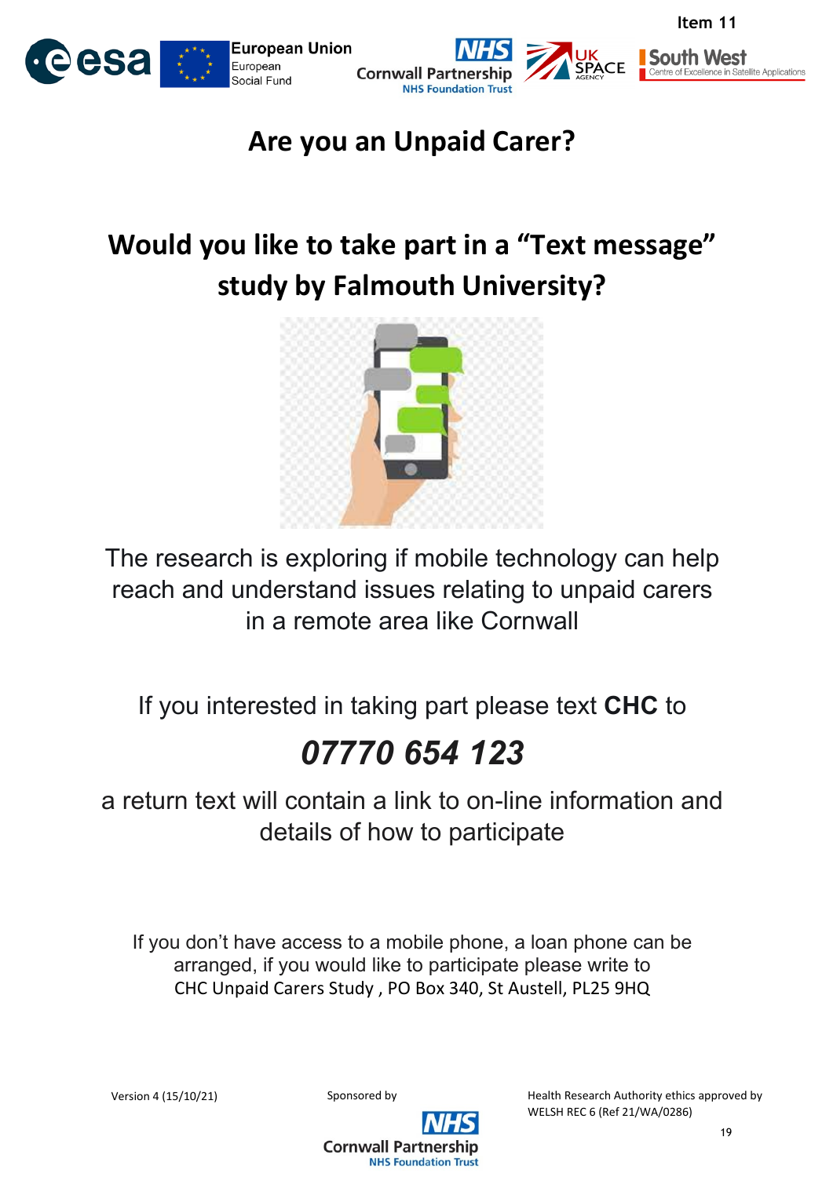Item 11

European Union
European Social Fund

Cornwall Partnership NHS Foundation Trust

UK SPACE AGENCY

South West Centre of Excellence in Satellite Applications

# Are you an Unpaid Carer?

## Would you like to take part in a "Text message" study by Falmouth University?

The research is exploring if mobile technology can help reach and understand issues relating to unpaid carers in a remote area like Cornwall

If you interested in taking part please text **CHC** to

## ***07770 654 123***

a return text will contain a link to on-line information and details of how to participate

If you don't have access to a mobile phone, a loan phone can be arranged, if you would like to participate please write to
CHC Unpaid Carers Study , PO Box 340, St Austell, PL25 9HQ

Version 4 (15/10/21)

Sponsored by
Cornwall Partnership NHS Foundation Trust

Health Research Authority ethics approved by WELSH REC 6 (Ref 21/WA/0286)